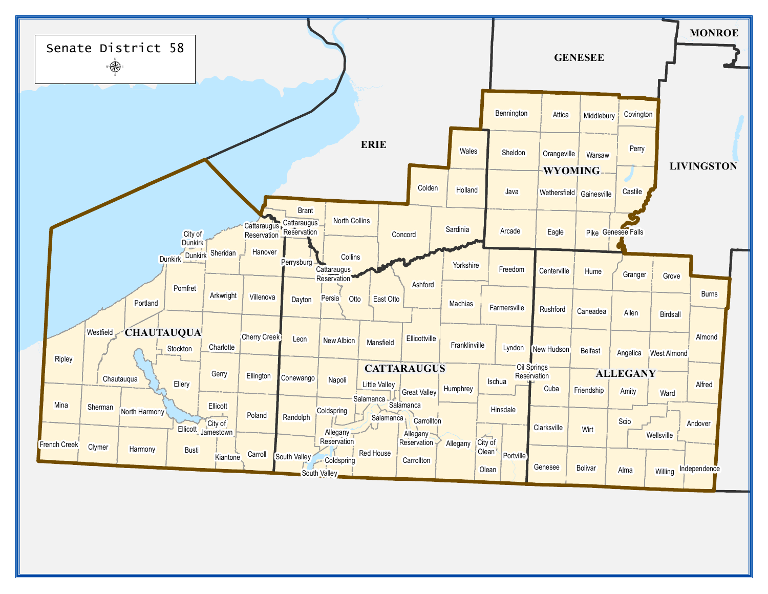# Senate District 58

GENESEE

MONROE

ERIE

LIVINGSTON

WYOMING

CHAUTAUQUA

CATTARAUGUS

ALLEGANY

Bennington, Attica, Middlebury, Covington, Wales, Sheldon, Orangeville, Warsaw, Perry, Colden, Holland, Java, Wethersfield, Gainesville, Castile, Brant, North Collins, Concord, Sardinia, Arcade, Eagle, Pike, Genesee Falls, Cattaraugus Reservation, City of Dunkirk, Dunkirk, Sheridan, Hanover, Perrysburg, Collins, Yorkshire, Freedom, Centerville, Hume, Granger, Grove, Burns, Pomfret, Arkwright, Villenova, Dayton, Persia, Otto, East Otto, Ashford, Machias, Farmersville, Rushford, Caneadea, Allen, Birdsall, Portland, Westfield, Cherry Creek, Leon, New Albion, Mansfield, Ellicottville, Franklinville, Lyndon, New Hudson, Belfast, Angelica, West Almond, Almond, Stockton, Charlotte, Ripley, Chautauqua, Ellery, Gerry, Ellington, Conewango, Napoli, Little Valley, Great Valley, Humphrey, Ischua, Oil Springs Reservation, Cuba, Friendship, Amity, Ward, Alfred, Mina, Sherman, North Harmony, Ellicott, Poland, Randolph, Coldspring, Salamanca, Carrollton, Hinsdale, Clarksville, Wirt, Scio, Andover, Wellsville, City of Jamestown, Allegany Reservation, Allegany, City of Olean, Portville, French Creek, Clymer, Harmony, Busti, Kiantone, Carroll, South Valley, Red House, Olean, Genesee, Bolivar, Alma, Willing, Independence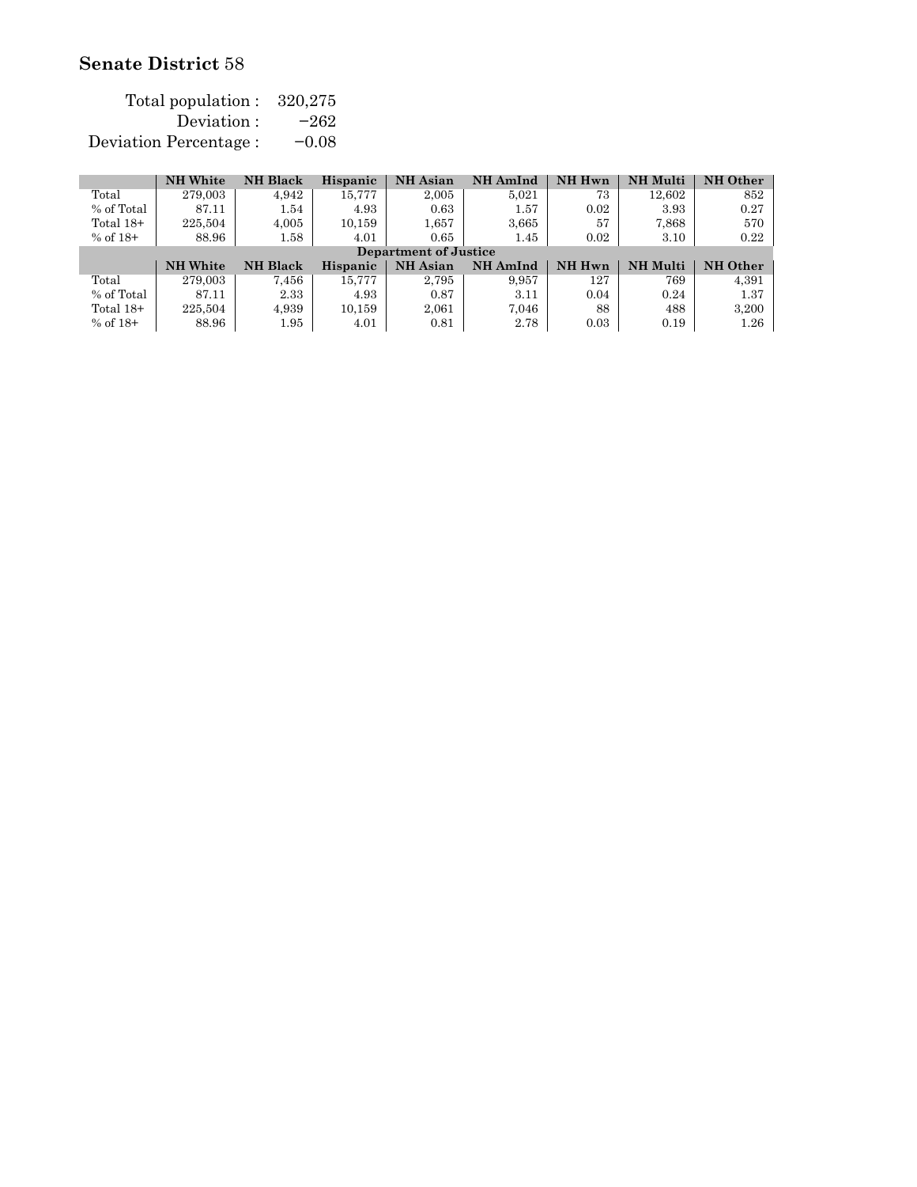## **Senate District** 58

Total population : 320,275
Deviation : −262
Deviation Percentage : −0.08

| | NH White | NH Black | Hispanic | NH Asian | NH AmInd | NH Hwn | NH Multi | NH Other |
|---|---|---|---|---|---|---|---|---|
| Total | 279,003 | 4,942 | 15,777 | 2,005 | 5,021 | 73 | 12,602 | 852 |
| % of Total | 87.11 | 1.54 | 4.93 | 0.63 | 1.57 | 0.02 | 3.93 | 0.27 |
| Total 18+ | 225,504 | 4,005 | 10,159 | 1,657 | 3,665 | 57 | 7,868 | 570 |
| % of 18+ | 88.96 | 1.58 | 4.01 | 0.65 | 1.45 | 0.02 | 3.10 | 0.22 |
| **Department of Justice** | | | | | | | | |
| | **NH White** | **NH Black** | **Hispanic** | **NH Asian** | **NH AmInd** | **NH Hwn** | **NH Multi** | **NH Other** |
| Total | 279,003 | 7,456 | 15,777 | 2,795 | 9,957 | 127 | 769 | 4,391 |
| % of Total | 87.11 | 2.33 | 4.93 | 0.87 | 3.11 | 0.04 | 0.24 | 1.37 |
| Total 18+ | 225,504 | 4,939 | 10,159 | 2,061 | 7,046 | 88 | 488 | 3,200 |
| % of 18+ | 88.96 | 1.95 | 4.01 | 0.81 | 2.78 | 0.03 | 0.19 | 1.26 |